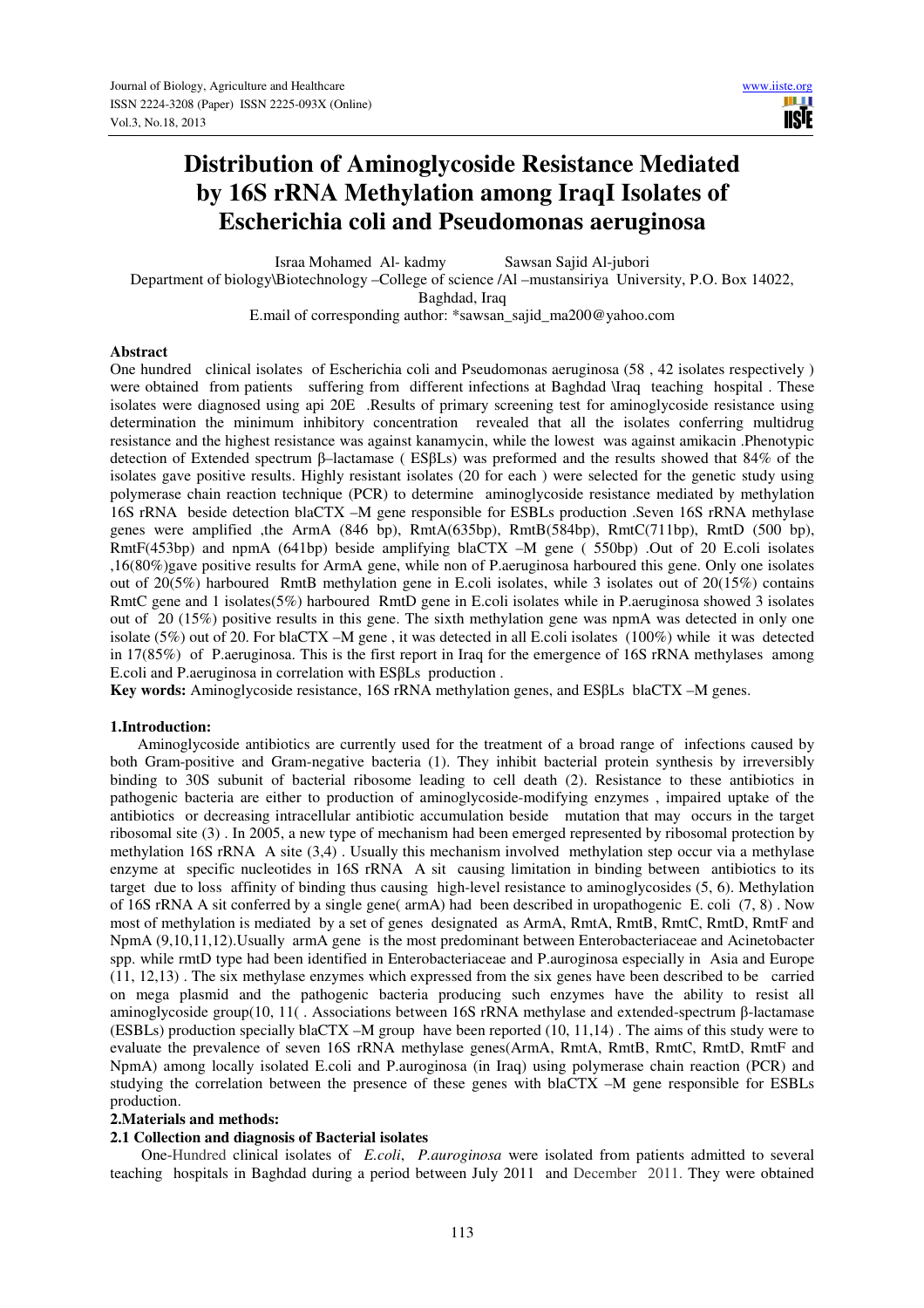# Distribution of Aminoglycoside Resistance Mediated by 16S rRNA Methylation among IraqI Isolates of Escherichia coli and Pseudomonas aeruginosa

Israa Mohamed Al- kadmy　　　Sawsan Sajid Al-jubori

Department of biology\Biotechnology –College of science /Al –mustansiriya University, P.O. Box 14022, Baghdad, Iraq

E.mail of corresponding author: *sawsan_sajid_ma200@yahoo.com

## Abstract

One hundred clinical isolates of Escherichia coli and Pseudomonas aeruginosa (58 , 42 isolates respectively ) were obtained from patients suffering from different infections at Baghdad \Iraq teaching hospital . These isolates were diagnosed using api 20E .Results of primary screening test for aminoglycoside resistance using determination the minimum inhibitory concentration revealed that all the isolates conferring multidrug resistance and the highest resistance was against kanamycin, while the lowest was against amikacin .Phenotypic detection of Extended spectrum β–lactamase ( ESβLs) was preformed and the results showed that 84% of the isolates gave positive results. Highly resistant isolates (20 for each ) were selected for the genetic study using polymerase chain reaction technique (PCR) to determine aminoglycoside resistance mediated by methylation 16S rRNA beside detection blaCTX –M gene responsible for ESBLs production .Seven 16S rRNA methylase genes were amplified ,the ArmA (846 bp), RmtA(635bp), RmtB(584bp), RmtC(711bp), RmtD (500 bp), RmtF(453bp) and npmA (641bp) beside amplifying blaCTX –M gene ( 550bp) .Out of 20 E.coli isolates ,16(80%)gave positive results for ArmA gene, while non of P.aeruginosa harboured this gene. Only one isolates out of 20(5%) harboured RmtB methylation gene in E.coli isolates, while 3 isolates out of 20(15%) contains RmtC gene and 1 isolates(5%) harboured RmtD gene in E.coli isolates while in P.aeruginosa showed 3 isolates out of 20 (15%) positive results in this gene. The sixth methylation gene was npmA was detected in only one isolate (5%) out of 20. For blaCTX –M gene , it was detected in all E.coli isolates (100%) while it was detected in 17(85%) of P.aeruginosa. This is the first report in Iraq for the emergence of 16S rRNA methylases among E.coli and P.aeruginosa in correlation with ESβLs production .

**Key words:** Aminoglycoside resistance, 16S rRNA methylation genes, and ESβLs blaCTX –M genes.

## 1.Introduction:

Aminoglycoside antibiotics are currently used for the treatment of a broad range of infections caused by both Gram-positive and Gram-negative bacteria (1). They inhibit bacterial protein synthesis by irreversibly binding to 30S subunit of bacterial ribosome leading to cell death (2). Resistance to these antibiotics in pathogenic bacteria are either to production of aminoglycoside-modifying enzymes , impaired uptake of the antibiotics or decreasing intracellular antibiotic accumulation beside mutation that may occurs in the target ribosomal site (3) . In 2005, a new type of mechanism had been emerged represented by ribosomal protection by methylation 16S rRNA A site (3,4) . Usually this mechanism involved methylation step occur via a methylase enzyme at specific nucleotides in 16S rRNA A sit causing limitation in binding between antibiotics to its target due to loss affinity of binding thus causing high-level resistance to aminoglycosides (5, 6). Methylation of 16S rRNA A sit conferred by a single gene( armA) had been described in uropathogenic E. coli (7, 8) . Now most of methylation is mediated by a set of genes designated as ArmA, RmtA, RmtB, RmtC, RmtD, RmtF and NpmA (9,10,11,12).Usually armA gene is the most predominant between Enterobacteriaceae and Acinetobacter spp. while rmtD type had been identified in Enterobacteriaceae and P.auroginosa especially in Asia and Europe (11, 12,13) . The six methylase enzymes which expressed from the six genes have been described to be carried on mega plasmid and the pathogenic bacteria producing such enzymes have the ability to resist all aminoglycoside group(10, 11( . Associations between 16S rRNA methylase and extended-spectrum β-lactamase (ESBLs) production specially blaCTX –M group have been reported (10, 11,14) . The aims of this study were to evaluate the prevalence of seven 16S rRNA methylase genes(ArmA, RmtA, RmtB, RmtC, RmtD, RmtF and NpmA) among locally isolated E.coli and P.auroginosa (in Iraq) using polymerase chain reaction (PCR) and studying the correlation between the presence of these genes with blaCTX –M gene responsible for ESBLs production.

## 2.Materials and methods:

### 2.1 Collection and diagnosis of Bacterial isolates

One-Hundred clinical isolates of *E.coli*, *P.auroginosa* were isolated from patients admitted to several teaching hospitals in Baghdad during a period between July 2011 and December 2011. They were obtained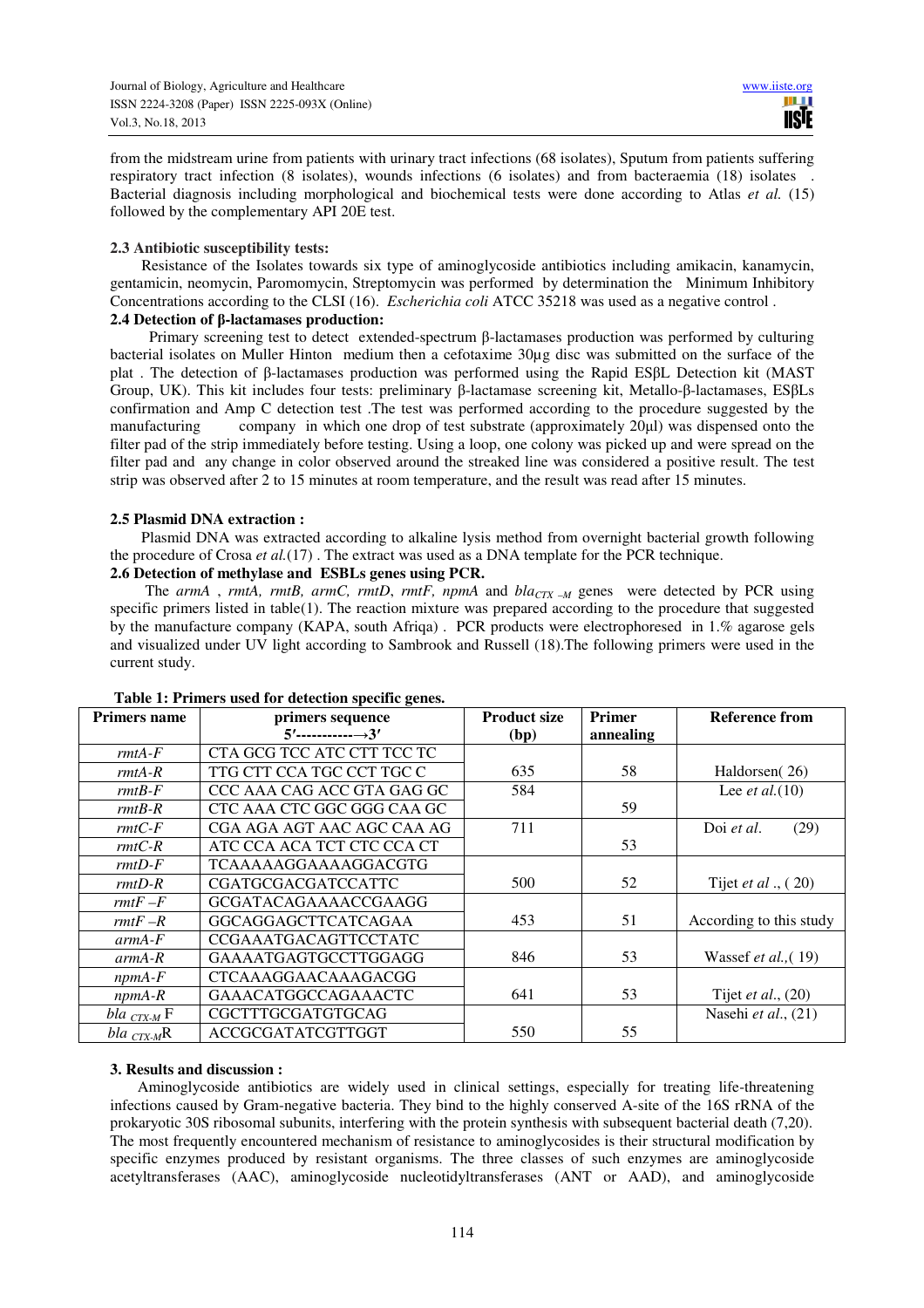from the midstream urine from patients with urinary tract infections (68 isolates), Sputum from patients suffering respiratory tract infection (8 isolates), wounds infections (6 isolates) and from bacteraemia (18) isolates . Bacterial diagnosis including morphological and biochemical tests were done according to Atlas *et al.* (15) followed by the complementary API 20E test.

### 2.3 Antibiotic susceptibility tests:

Resistance of the Isolates towards six type of aminoglycoside antibiotics including amikacin, kanamycin, gentamicin, neomycin, Paromomycin, Streptomycin was performed by determination the Minimum Inhibitory Concentrations according to the CLSI (16). *Escherichia coli* ATCC 35218 was used as a negative control .

### 2.4 Detection of β-lactamases production:

Primary screening test to detect extended-spectrum β-lactamases production was performed by culturing bacterial isolates on Muller Hinton medium then a cefotaxime 30µg disc was submitted on the surface of the plat . The detection of β-lactamases production was performed using the Rapid ESβL Detection kit (MAST Group, UK). This kit includes four tests: preliminary β-lactamase screening kit, Metallo-β-lactamases, ESβLs confirmation and Amp C detection test .The test was performed according to the procedure suggested by the manufacturing company in which one drop of test substrate (approximately 20µl) was dispensed onto the filter pad of the strip immediately before testing. Using a loop, one colony was picked up and were spread on the filter pad and any change in color observed around the streaked line was considered a positive result. The test strip was observed after 2 to 15 minutes at room temperature, and the result was read after 15 minutes.

### 2.5 Plasmid DNA extraction :

Plasmid DNA was extracted according to alkaline lysis method from overnight bacterial growth following the procedure of Crosa *et al.*(17) . The extract was used as a DNA template for the PCR technique.

### 2.6 Detection of methylase and ESBLs genes using PCR.

The *armA* , *rmtA, rmtB, armC, rmtD*, *rmtF, npmA* and $bla_{CTX-M}$ genes were detected by PCR using specific primers listed in table(1). The reaction mixture was prepared according to the procedure that suggested by the manufacture company (KAPA, south Afriqa) . PCR products were electrophoresed in 1.% agarose gels and visualized under UV light according to Sambrook and Russell (18).The following primers were used in the current study.

**Table 1: Primers used for detection specific genes.**

| Primers name | primers sequence 5′------------→3′ | Product size (bp) | Primer annealing | Reference from |
|---|---|---|---|---|
| *rmtA-F* | CTA GCG TCC ATC CTT TCC TC | | | |
| *rmtA-R* | TTG CTT CCA TGC CCT TGC C | 635 | 58 | Haldorsen( 26) |
| *rmtB-F* | CCC AAA CAG ACC GTA GAG GC | 584 | | Lee *et al.*(10) |
| *rmtB-R* | CTC AAA CTC GGC GGG CAA GC | | 59 | |
| *rmtC-F* | CGA AGA AGT AAC AGC CAA AG | 711 | | Doi *et al*. (29) |
| *rmtC-R* | ATC CCA ACA TCT CTC CCA CT | | 53 | |
| *rmtD-F* | TCAAAAAGGAAAAGGACGTG | | | |
| *rmtD-R* | CGATGCGACGATCCATTC | 500 | 52 | Tijet *et al* ., ( 20) |
| *rmtF –F* | GCGATACAGAAAACCGAAGG | | | |
| *rmtF –R* | GGCAGGAGCTTCATCAGAA | 453 | 51 | According to this study |
| *armA-F* | CCGAAATGACAGTTCCTATC | | | |
| *armA-R* | GAAAATGAGTGCCTTGGAGG | 846 | 53 | Wassef *et al.*,( 19) |
| *npmA-F* | CTCAAAGGAACAAAGACGG | | | |
| *npmA-R* | GAAACATGGCCAGAAACTC | 641 | 53 | Tijet *et al*., (20) |
| $bla_{CTX-M}$ F | CGCTTTGCGATGTGCAG | | | Nasehi *et al*., (21) |
| $bla_{CTX-M}$R | ACCGCGATATCGTTGGT | 550 | 55 | |

## 3. Results and discussion :

Aminoglycoside antibiotics are widely used in clinical settings, especially for treating life-threatening infections caused by Gram-negative bacteria. They bind to the highly conserved A-site of the 16S rRNA of the prokaryotic 30S ribosomal subunits, interfering with the protein synthesis with subsequent bacterial death (7,20). The most frequently encountered mechanism of resistance to aminoglycosides is their structural modification by specific enzymes produced by resistant organisms. The three classes of such enzymes are aminoglycoside acetyltransferases (AAC), aminoglycoside nucleotidyltransferases (ANT or AAD), and aminoglycoside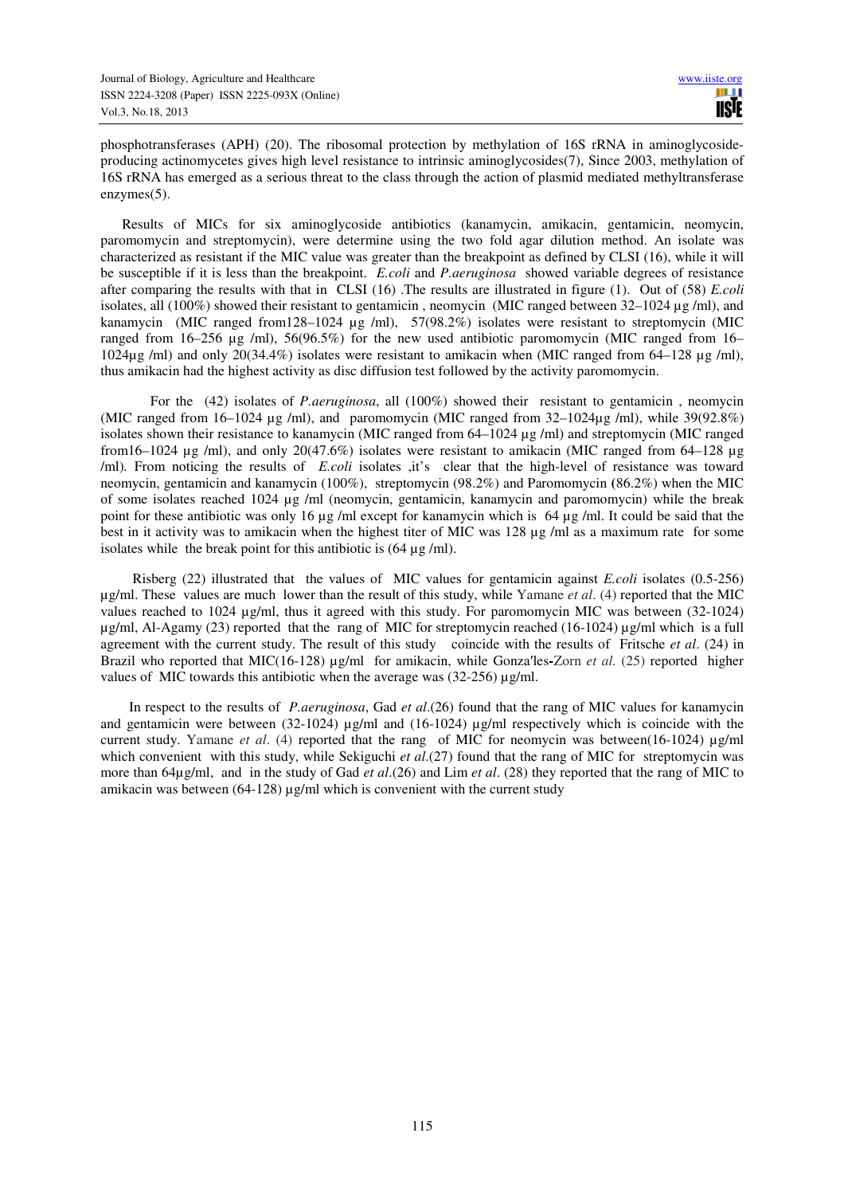phosphotransferases (APH) (20). The ribosomal protection by methylation of 16S rRNA in aminoglycoside-producing actinomycetes gives high level resistance to intrinsic aminoglycosides(7), Since 2003, methylation of 16S rRNA has emerged as a serious threat to the class through the action of plasmid mediated methyltransferase enzymes(5).

Results of MICs for six aminoglycoside antibiotics (kanamycin, amikacin, gentamicin, neomycin, paromomycin and streptomycin), were determine using the two fold agar dilution method. An isolate was characterized as resistant if the MIC value was greater than the breakpoint as defined by CLSI (16), while it will be susceptible if it is less than the breakpoint. *E.coli* and *P.aeruginosa* showed variable degrees of resistance after comparing the results with that in CLSI (16) .The results are illustrated in figure (1). Out of (58) *E.coli* isolates, all (100%) showed their resistant to gentamicin , neomycin (MIC ranged between 32–1024 µg /ml), and kanamycin (MIC ranged from128–1024 µg /ml), 57(98.2%) isolates were resistant to streptomycin (MIC ranged from 16–256 µg /ml), 56(96.5%) for the new used antibiotic paromomycin (MIC ranged from 16–1024µg /ml) and only 20(34.4%) isolates were resistant to amikacin when (MIC ranged from 64–128 µg /ml), thus amikacin had the highest activity as disc diffusion test followed by the activity paromomycin.

For the (42) isolates of *P.aeruginosa*, all (100%) showed their resistant to gentamicin , neomycin (MIC ranged from 16–1024 µg /ml), and paromomycin (MIC ranged from 32–1024µg /ml), while 39(92.8%) isolates shown their resistance to kanamycin (MIC ranged from 64–1024 µg /ml) and streptomycin (MIC ranged from16–1024 µg /ml), and only 20(47.6%) isolates were resistant to amikacin (MIC ranged from 64–128 µg /ml). From noticing the results of *E.coli* isolates ,it's clear that the high-level of resistance was toward neomycin, gentamicin and kanamycin (100%), streptomycin (98.2%) and Paromomycin (86.2%) when the MIC of some isolates reached 1024 µg /ml (neomycin, gentamicin, kanamycin and paromomycin) while the break point for these antibiotic was only 16 µg /ml except for kanamycin which is 64 µg /ml. It could be said that the best in it activity was to amikacin when the highest titer of MIC was 128 µg /ml as a maximum rate for some isolates while the break point for this antibiotic is (64 µg /ml).

Risberg (22) illustrated that the values of MIC values for gentamicin against *E.coli* isolates (0.5-256) µg/ml. These values are much lower than the result of this study, while Yamane *et al*. (4) reported that the MIC values reached to 1024 µg/ml, thus it agreed with this study. For paromomycin MIC was between (32-1024) µg/ml, Al-Agamy (23) reported that the rang of MIC for streptomycin reached (16-1024) µg/ml which is a full agreement with the current study. The result of this study coincide with the results of Fritsche *et al*. (24) in Brazil who reported that MIC(16-128) µg/ml for amikacin, while Gonza′les-Zorn *et al.* (25) reported higher values of MIC towards this antibiotic when the average was (32-256) µg/ml.

In respect to the results of *P.aeruginosa*, Gad *et al*.(26) found that the rang of MIC values for kanamycin and gentamicin were between (32-1024) µg/ml and (16-1024) µg/ml respectively which is coincide with the current study. Yamane *et al*. (4) reported that the rang of MIC for neomycin was between(16-1024) µg/ml which convenient with this study, while Sekiguchi *et al*.(27) found that the rang of MIC for streptomycin was more than 64µg/ml, and in the study of Gad *et al*.(26) and Lim *et al*. (28) they reported that the rang of MIC to amikacin was between (64-128) µg/ml which is convenient with the current study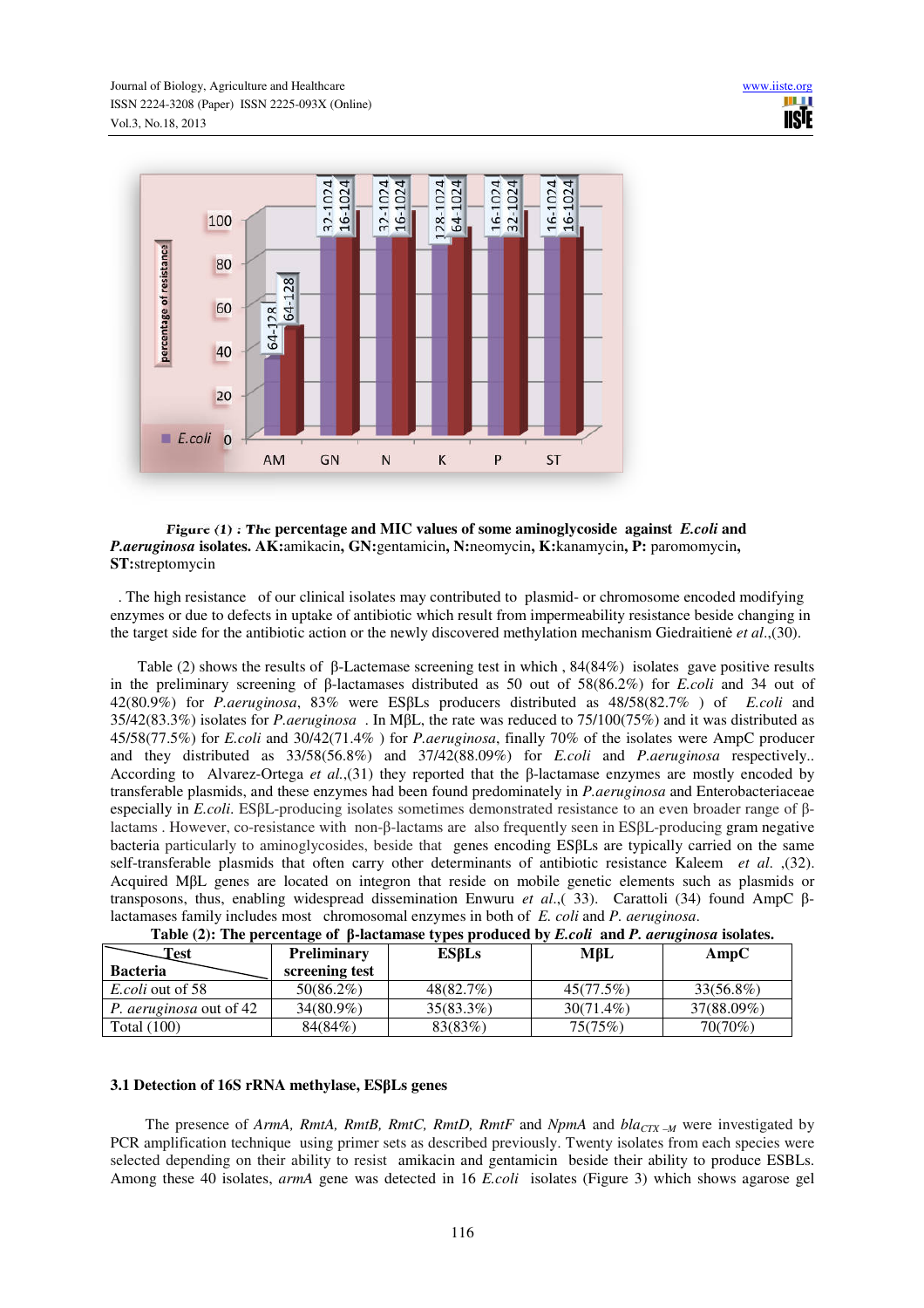**Figure (1) : The percentage and MIC values of some aminoglycoside against *E.coli* and *P.aeruginosa* isolates. AK:**amikacin, **GN:**gentamicin, **N:**neomycin, **K:**kanamycin, **P:** paromomycin, **ST:**streptomycin

. The high resistance of our clinical isolates may contributed to plasmid- or chromosome encoded modifying enzymes or due to defects in uptake of antibiotic which result from impermeability resistance beside changing in the target side for the antibiotic action or the newly discovered methylation mechanism Giedraitienė *et al*.,(30).

Table (2) shows the results of β-Lactemase screening test in which , 84(84%) isolates gave positive results in the preliminary screening of β-lactamases distributed as 50 out of 58(86.2%) for *E.coli* and 34 out of 42(80.9%) for *P.aeruginosa*, 83% were ESβLs producers distributed as 48/58(82.7% ) of *E.coli* and 35/42(83.3%) isolates for *P.aeruginosa* . In MβL, the rate was reduced to 75/100(75%) and it was distributed as 45/58(77.5%) for *E.coli* and 30/42(71.4% ) for *P.aeruginosa*, finally 70% of the isolates were AmpC producer and they distributed as 33/58(56.8%) and 37/42(88.09%) for *E.coli* and *P.aeruginosa* respectively.. According to Alvarez-Ortega *et al*.,(31) they reported that the β-lactamase enzymes are mostly encoded by transferable plasmids, and these enzymes had been found predominately in *P.aeruginosa* and Enterobacteriaceae especially in *E.coli*. ESβL-producing isolates sometimes demonstrated resistance to an even broader range of β-lactams . However, co-resistance with non-β-lactams are also frequently seen in ESβL-producing gram negative bacteria particularly to aminoglycosides, beside that genes encoding ESβLs are typically carried on the same self-transferable plasmids that often carry other determinants of antibiotic resistance Kaleem *et al*. ,(32). Acquired MβL genes are located on integron that reside on mobile genetic elements such as plasmids or transposons, thus, enabling widespread dissemination Enwuru *et al*.,( 33). Carattoli (34) found AmpC β-lactamases family includes most chromosomal enzymes in both of *E. coli* and *P. aeruginosa*.

**Table (2): The percentage of β-lactamase types produced by *E.coli* and *P. aeruginosa* isolates.**

| Test / Bacteria | Preliminary screening test | ESβLs | MβL | AmpC |
|---|---|---|---|---|
| *E.coli* out of 58 | 50(86.2%) | 48(82.7%) | 45(77.5%) | 33(56.8%) |
| *P. aeruginosa* out of 42 | 34(80.9%) | 35(83.3%) | 30(71.4%) | 37(88.09%) |
| Total (100) | 84(84%) | 83(83%) | 75(75%) | 70(70%) |

### 3.1 Detection of 16S rRNA methylase, ESβLs genes

The presence of *ArmA, RmtA, RmtB, RmtC, RmtD, RmtF* and *NpmA* and $bla_{CTX-M}$ were investigated by PCR amplification technique using primer sets as described previously. Twenty isolates from each species were selected depending on their ability to resist amikacin and gentamicin beside their ability to produce ESBLs. Among these 40 isolates, *armA* gene was detected in 16 *E.coli* isolates (Figure 3) which shows agarose gel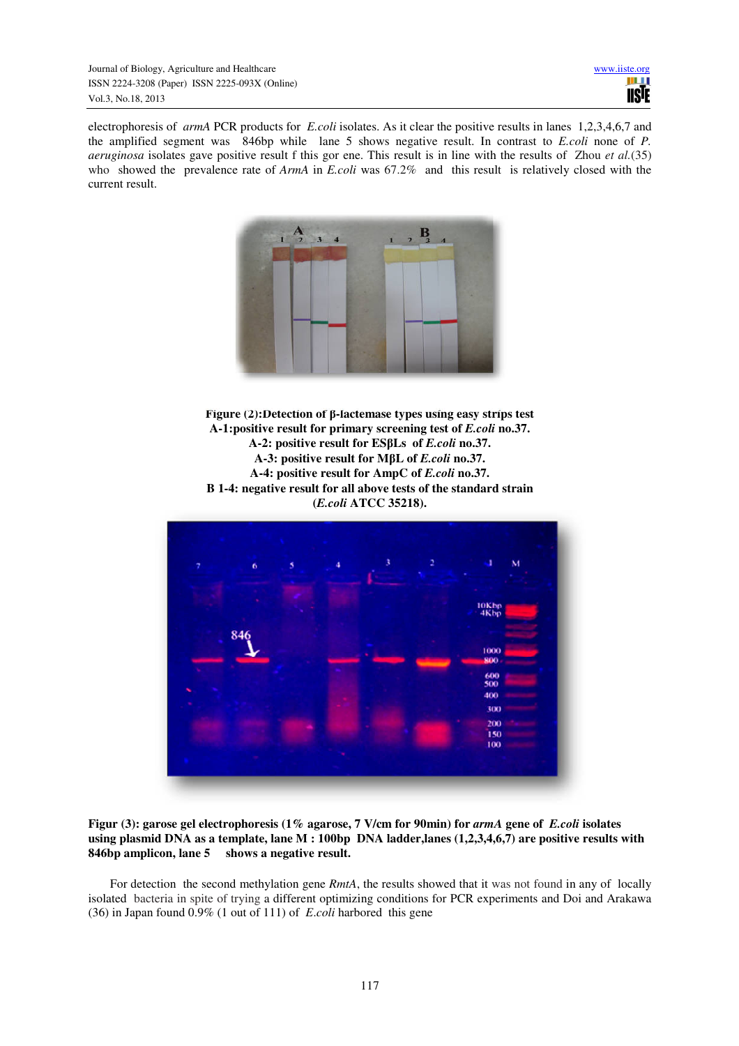electrophoresis of *armA* PCR products for *E.coli* isolates. As it clear the positive results in lanes 1,2,3,4,6,7 and the amplified segment was 846bp while lane 5 shows negative result. In contrast to *E.coli* none of *P. aeruginosa* isolates gave positive result f this gor ene. This result is in line with the results of Zhou *et al.*(35) who showed the prevalence rate of *ArmA* in *E.coli* was 67.2% and this result is relatively closed with the current result.

**Figure (2):Detection of β-lactemase types using easy strips test**
**A-1:positive result for primary screening test of *E.coli* no.37.**
**A-2: positive result for ESβLs of *E.coli* no.37.**
**A-3: positive result for MβL of *E.coli* no.37.**
**A-4: positive result for AmpC of *E.coli* no.37.**
**B 1-4: negative result for all above tests of the standard strain (*E.coli* ATCC 35218).**

**Figur (3): garose gel electrophoresis (1% agarose, 7 V/cm for 90min) for *armA* gene of *E.coli* isolates using plasmid DNA as a template, lane M : 100bp DNA ladder,lanes (1,2,3,4,6,7) are positive results with 846bp amplicon, lane 5 shows a negative result.**

For detection the second methylation gene *RmtA*, the results showed that it was not found in any of locally isolated bacteria in spite of trying a different optimizing conditions for PCR experiments and Doi and Arakawa (36) in Japan found 0.9% (1 out of 111) of *E.coli* harbored this gene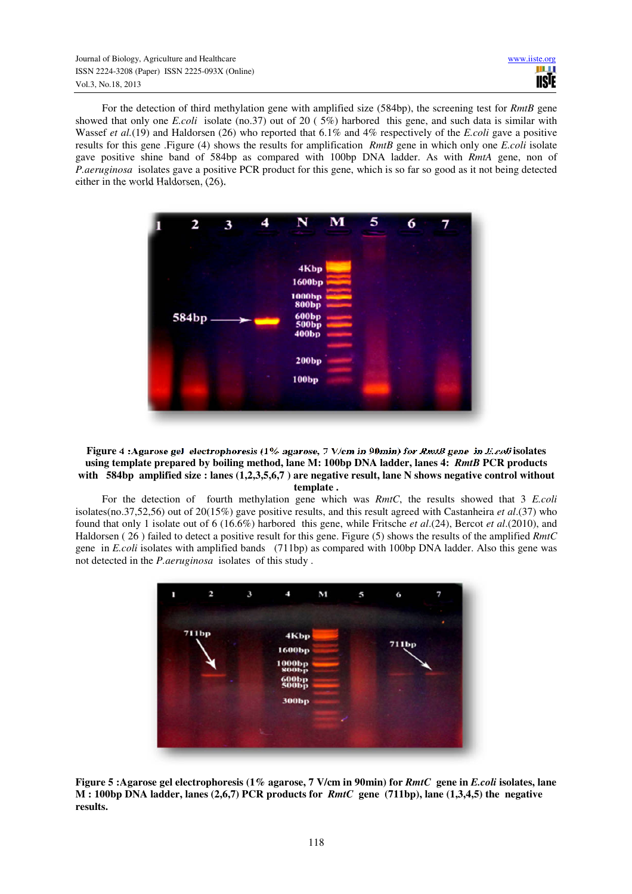For the detection of third methylation gene with amplified size (584bp), the screening test for *RmtB* gene showed that only one *E.coli* isolate (no.37) out of 20 ( 5%) harbored this gene, and such data is similar with Wassef *et al.*(19) and Haldorsen (26) who reported that 6.1% and 4% respectively of the *E.coli* gave a positive results for this gene .Figure (4) shows the results for amplification *RmtB* gene in which only one *E.coli* isolate gave positive shine band of 584bp as compared with 100bp DNA ladder. As with *RmtA* gene, non of *P.aeruginosa* isolates gave a positive PCR product for this gene, which is so far so good as it not being detected either in the world Haldorsen, (26).

**Figure 4 :Agarose gel electrophoresis (1% agarose, 7 V/cm in 90min) for *RmtB* gene in *E.coli* isolates using template prepared by boiling method, lane M: 100bp DNA ladder, lanes 4: *RmtB* PCR products with 584bp amplified size : lanes (1,2,3,5,6,7 ) are negative result, lane N shows negative control without template .**

For the detection of fourth methylation gene which was *RmtC*, the results showed that 3 *E.coli* isolates(no.37,52,56) out of 20(15%) gave positive results, and this result agreed with Castanheira *et al*.(37) who found that only 1 isolate out of 6 (16.6%) harbored this gene, while Fritsche *et al*.(24), Bercot *et al*.(2010), and Haldorsen ( 26 ) failed to detect a positive result for this gene. Figure (5) shows the results of the amplified *RmtC* gene in *E.coli* isolates with amplified bands (711bp) as compared with 100bp DNA ladder. Also this gene was not detected in the *P.aeruginosa* isolates of this study .

**Figure 5 :Agarose gel electrophoresis (1% agarose, 7 V/cm in 90min) for *RmtC* gene in *E.coli* isolates, lane M : 100bp DNA ladder, lanes (2,6,7) PCR products for *RmtC* gene (711bp), lane (1,3,4,5) the negative results.**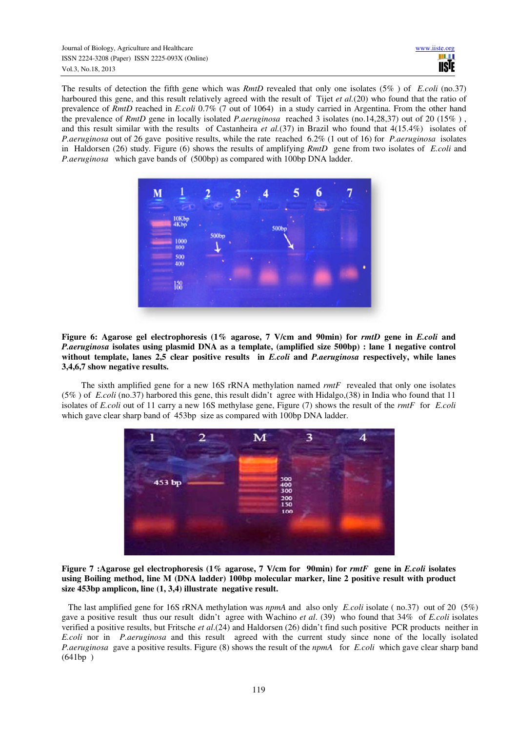The results of detection the fifth gene which was *RmtD* revealed that only one isolates (5% ) of *E.coli* (no.37) harboured this gene, and this result relatively agreed with the result of Tijet *et al.*(20) who found that the ratio of prevalence of *RmtD* reached in *E.coli* 0.7% (7 out of 1064) in a study carried in Argentina. From the other hand the prevalence of *RmtD* gene in locally isolated *P.aeruginosa* reached 3 isolates (no.14,28,37) out of 20 (15% ) , and this result similar with the results of Castanheira *et al.*(37) in Brazil who found that 4(15.4%) isolates of *P.aeruginosa* out of 26 gave positive results, while the rate reached 6.2% (1 out of 16) for *P.aeruginosa* isolates in Haldorsen (26) study. Figure (6) shows the results of amplifying *RmtD* gene from two isolates of *E.coli* and *P.aeruginosa* which gave bands of (500bp) as compared with 100bp DNA ladder.

**Figure 6: Agarose gel electrophoresis (1% agarose, 7 V/cm and 90min) for *rmtD* gene in *E.coli* and *P.aeruginosa* isolates using plasmid DNA as a template, (amplified size 500bp) : lane 1 negative control without template, lanes 2,5 clear positive results in *E.coli* and *P.aeruginosa* respectively, while lanes 3,4,6,7 show negative results.**

The sixth amplified gene for a new 16S rRNA methylation named *rmtF* revealed that only one isolates (5% ) of *E.coli* (no.37) harbored this gene, this result didn't agree with Hidalgo,(38) in India who found that 11 isolates of *E.coli* out of 11 carry a new 16S methylase gene, Figure (7) shows the result of the *rmtF* for *E.coli* which gave clear sharp band of 453bp size as compared with 100bp DNA ladder.

**Figure 7 :Agarose gel electrophoresis (1% agarose, 7 V/cm for 90min) for *rmtF* gene in *E.coli* isolates using Boiling method, line M (DNA ladder) 100bp molecular marker, line 2 positive result with product size 453bp amplicon, line (1, 3,4) illustrate negative result.**

The last amplified gene for 16S rRNA methylation was *npmA* and also only *E.coli* isolate ( no.37) out of 20 (5%) gave a positive result thus our result didn't agree with Wachino *et al.* (39) who found that 34% of *E.coli* isolates verified a positive results, but Fritsche *et al.*(24) and Haldorsen (26) didn't find such positive PCR products neither in *E.coli* nor in *P.aeruginosa* and this result agreed with the current study since none of the locally isolated *P.aeruginosa* gave a positive results. Figure (8) shows the result of the *npmA* for *E.coli* which gave clear sharp band (641bp )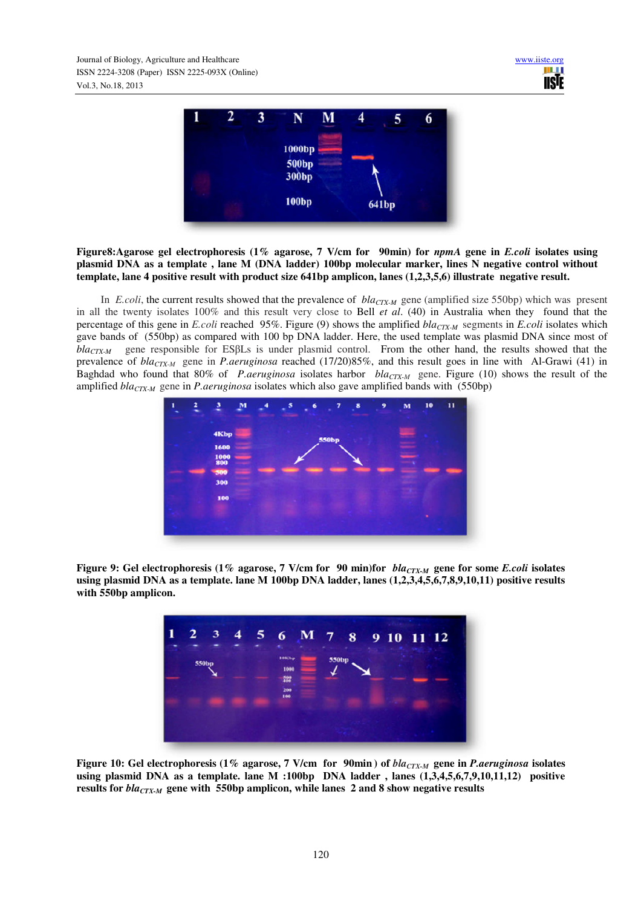**Figure8:Agarose gel electrophoresis (1% agarose, 7 V/cm for 90min) for *npmA* gene in *E.coli* isolates using plasmid DNA as a template , lane M (DNA ladder) 100bp molecular marker, lines N negative control without template, lane 4 positive result with product size 641bp amplicon, lanes (1,2,3,5,6) illustrate negative result.**

In *E.coli*, the current results showed that the prevalence of $bla_{CTX\text{-}M}$ gene (amplified size 550bp) which was present in all the twenty isolates 100% and this result very close to Bell *et al*. (40) in Australia when they found that the percentage of this gene in *E.coli* reached 95%. Figure (9) shows the amplified $bla_{CTX\text{-}M}$ segments in *E.coli* isolates which gave bands of (550bp) as compared with 100 bp DNA ladder. Here, the used template was plasmid DNA since most of $bla_{CTX\text{-}M}$ gene responsible for ESβLs is under plasmid control. From the other hand, the results showed that the prevalence of $bla_{CTX\text{-}M}$ gene in *P.aeruginosa* reached (17/20)85%, and this result goes in line with Al-Grawi (41) in Baghdad who found that 80% of *P.aeruginosa* isolates harbor $bla_{CTX\text{-}M}$ gene. Figure (10) shows the result of the amplified $bla_{CTX\text{-}M}$ gene in *P.aeruginosa* isolates which also gave amplified bands with (550bp)

**Figure 9: Gel electrophoresis (1% agarose, 7 V/cm for 90 min)for $bla_{CTX\text{-}M}$ gene for some *E.coli* isolates using plasmid DNA as a template. lane M 100bp DNA ladder, lanes (1,2,3,4,5,6,7,8,9,10,11) positive results with 550bp amplicon.**

**Figure 10: Gel electrophoresis (1% agarose, 7 V/cm for 90min ) of $bla_{CTX\text{-}M}$ gene in *P.aeruginosa* isolates using plasmid DNA as a template. lane M :100bp DNA ladder , lanes (1,3,4,5,6,7,9,10,11,12) positive results for $bla_{CTX\text{-}M}$ gene with 550bp amplicon, while lanes 2 and 8 show negative results**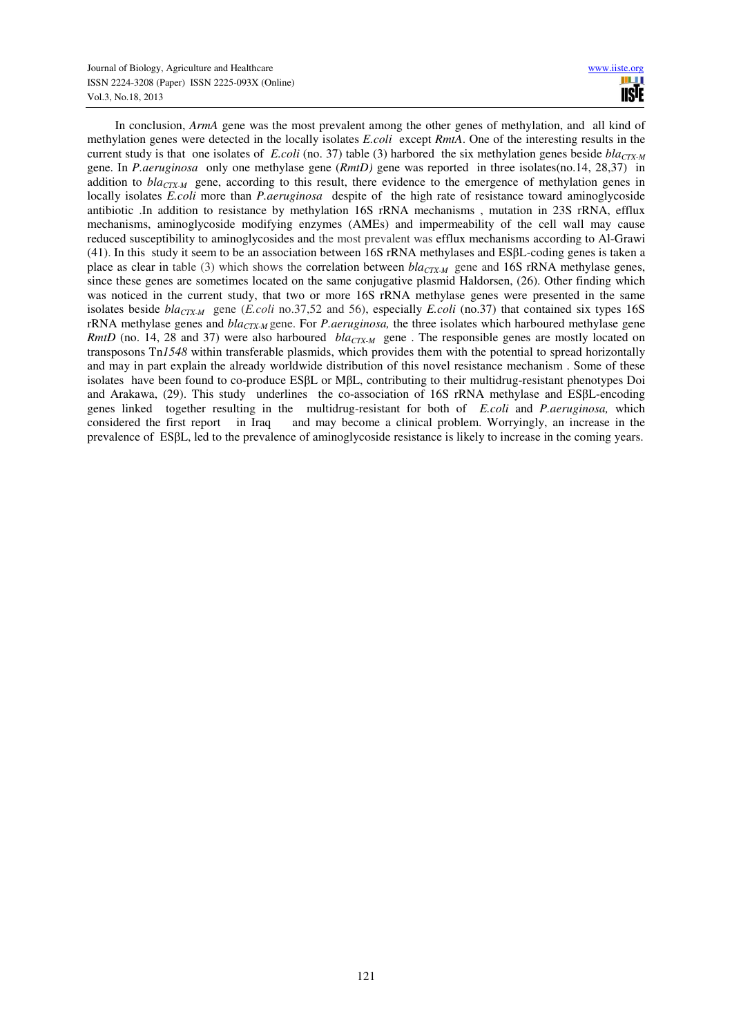In conclusion, *ArmA* gene was the most prevalent among the other genes of methylation, and all kind of methylation genes were detected in the locally isolates *E.coli* except *RmtA*. One of the interesting results in the current study is that one isolates of *E.coli* (no. 37) table (3) harbored the six methylation genes beside $bla_{CTX-M}$ gene. In *P.aeruginosa* only one methylase gene (*RmtD)* gene was reported in three isolates(no.14, 28,37) in addition to $bla_{CTX-M}$ gene, according to this result, there evidence to the emergence of methylation genes in locally isolates *E.coli* more than *P.aeruginosa* despite of the high rate of resistance toward aminoglycoside antibiotic .In addition to resistance by methylation 16S rRNA mechanisms , mutation in 23S rRNA, efflux mechanisms, aminoglycoside modifying enzymes (AMEs) and impermeability of the cell wall may cause reduced susceptibility to aminoglycosides and the most prevalent was efflux mechanisms according to Al-Grawi (41). In this study it seem to be an association between 16S rRNA methylases and ESβL-coding genes is taken a place as clear in table (3) which shows the correlation between $bla_{CTX-M}$ gene and 16S rRNA methylase genes, since these genes are sometimes located on the same conjugative plasmid Haldorsen, (26). Other finding which was noticed in the current study, that two or more 16S rRNA methylase genes were presented in the same isolates beside $bla_{CTX-M}$ gene (*E.coli* no.37,52 and 56), especially *E.coli* (no.37) that contained six types 16S rRNA methylase genes and $bla_{CTX-M}$ gene. For *P.aeruginosa,* the three isolates which harboured methylase gene *RmtD* (no. 14, 28 and 37) were also harboured $bla_{CTX-M}$ gene . The responsible genes are mostly located on transposons Tn*1548* within transferable plasmids, which provides them with the potential to spread horizontally and may in part explain the already worldwide distribution of this novel resistance mechanism . Some of these isolates have been found to co-produce ESβL or MβL, contributing to their multidrug-resistant phenotypes Doi and Arakawa, (29). This study underlines the co-association of 16S rRNA methylase and ESβL-encoding genes linked together resulting in the multidrug-resistant for both of *E.coli* and *P.aeruginosa,* which considered the first report in Iraq and may become a clinical problem. Worryingly, an increase in the prevalence of ESβL, led to the prevalence of aminoglycoside resistance is likely to increase in the coming years.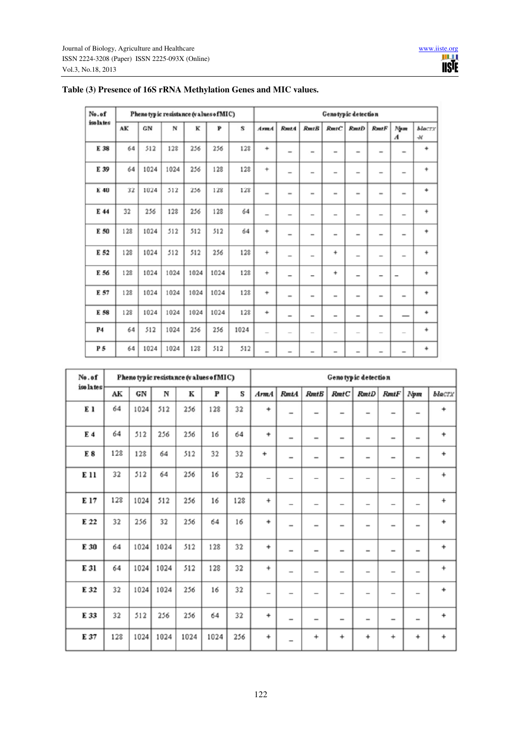**Table (3) Presence of 16S rRNA Methylation Genes and MIC values.**

| No. of isolates | Phenotypic resistance (values of MIC) | | | | | | Genotypic detection | | | | | | | |
|---|---|---|---|---|---|---|---|---|---|---|---|---|---|---|
| | AK | GN | N | K | P | S | *ArmA* | *RmtA* | *RmtB* | *RmtC* | *RmtD* | *RmtF* | *NpmA* | *blaCTX-M* |
| E 38 | 64 | 512 | 128 | 256 | 256 | 128 | + | – | – | – | – | – | – | + |
| E 39 | 64 | 1024 | 1024 | 256 | 128 | 128 | + | – | – | – | – | – | – | + |
| E 40 | 32 | 1024 | 512 | 256 | 128 | 128 | – | – | – | – | – | – | – | + |
| E 44 | 32 | 256 | 128 | 256 | 128 | 64 | – | – | – | – | – | – | – | + |
| E 50 | 128 | 1024 | 512 | 512 | 512 | 64 | + | – | – | – | – | – | – | + |
| E 52 | 128 | 1024 | 512 | 512 | 256 | 128 | + | – | – | + | – | – | – | + |
| E 56 | 128 | 1024 | 1024 | 1024 | 1024 | 128 | + | – | – | + | – | – | – | + |
| E 57 | 128 | 1024 | 1024 | 1024 | 1024 | 128 | + | – | – | – | – | – | – | + |
| E 58 | 128 | 1024 | 1024 | 1024 | 1024 | 128 | + | – | – | – | – | – | — | + |
| P4 | 64 | 512 | 1024 | 256 | 256 | 1024 | – | – | – | – | – | – | – | + |
| P 5 | 64 | 1024 | 1024 | 128 | 512 | 512 | – | – | – | – | – | – | – | + |

| No. of isolates | Phenotypic resistance (values of MIC) | | | | | | Genotypic detection | | | | | | | |
|---|---|---|---|---|---|---|---|---|---|---|---|---|---|---|
| | AK | GN | N | K | P | S | *ArmA* | *RmtA* | *RmtB* | *RmtC* | *RmtD* | *RmtF* | *Npm* | *blaCTX* |
| E 1 | 64 | 1024 | 512 | 256 | 128 | 32 | + | – | – | – | – | – | – | + |
| E 4 | 64 | 512 | 256 | 256 | 16 | 64 | + | – | – | – | – | – | – | + |
| E 8 | 128 | 128 | 64 | 512 | 32 | 32 | + | – | – | – | – | – | – | + |
| E 11 | 32 | 512 | 64 | 256 | 16 | 32 | – | – | – | – | – | – | – | + |
| E 17 | 128 | 1024 | 512 | 256 | 16 | 128 | + | – | – | – | – | – | – | + |
| E 22 | 32 | 256 | 32 | 256 | 64 | 16 | + | – | – | – | – | – | – | + |
| E 30 | 64 | 1024 | 1024 | 512 | 128 | 32 | + | – | – | – | – | – | – | + |
| E 31 | 64 | 1024 | 1024 | 512 | 128 | 32 | + | – | – | – | – | – | – | + |
| E 32 | 32 | 1024 | 1024 | 256 | 16 | 32 | – | – | – | – | – | – | – | + |
| E 33 | 32 | 512 | 256 | 256 | 64 | 32 | + | – | – | – | – | – | – | + |
| E 37 | 128 | 1024 | 1024 | 1024 | 1024 | 256 | + | – | + | + | + | + | + | + |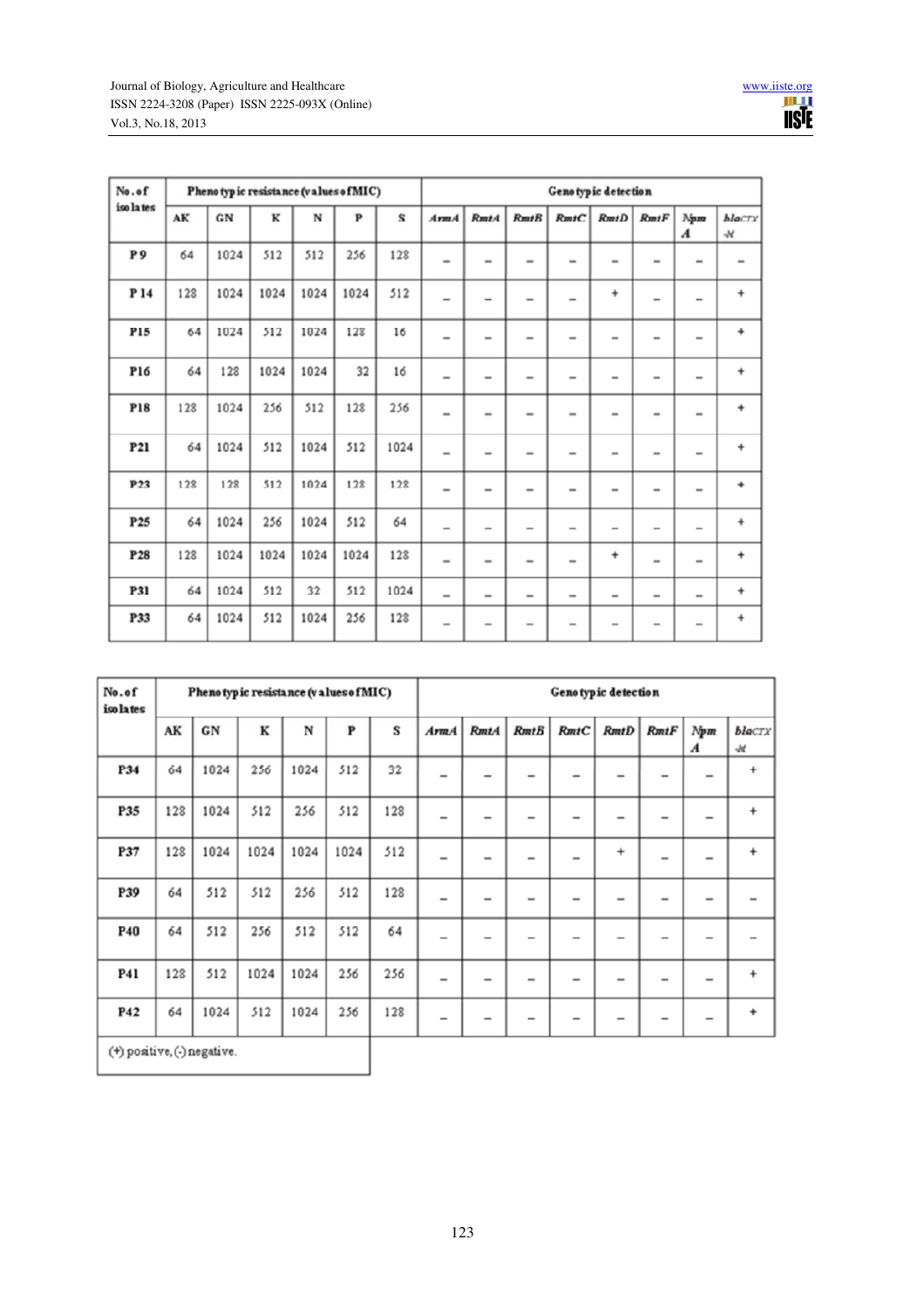| No. of isolates | Phenotypic resistance (values of MIC) | | | | | | Genotypic detection | | | | | | | |
|---|---|---|---|---|---|---|---|---|---|---|---|---|---|---|
| | AK | GN | K | N | P | S | *ArmA* | *RmtA* | *RmtB* | *RmtC* | *RmtD* | *RmtF* | *NpmA* | *bla*$_{CTX-M}$ |
| P9 | 64 | 1024 | 512 | 512 | 256 | 128 | – | – | – | – | – | – | – | – |
| P14 | 128 | 1024 | 1024 | 1024 | 1024 | 512 | – | – | – | – | + | – | – | + |
| P15 | 64 | 1024 | 512 | 1024 | 128 | 16 | – | – | – | – | – | – | – | + |
| P16 | 64 | 128 | 1024 | 1024 | 32 | 16 | – | – | – | – | – | – | – | + |
| P18 | 128 | 1024 | 256 | 512 | 128 | 256 | – | – | – | – | – | – | – | + |
| P21 | 64 | 1024 | 512 | 1024 | 512 | 1024 | – | – | – | – | – | – | – | + |
| P23 | 128 | 128 | 512 | 1024 | 128 | 128 | – | – | – | – | – | – | – | + |
| P25 | 64 | 1024 | 256 | 1024 | 512 | 64 | – | – | – | – | – | – | – | + |
| P28 | 128 | 1024 | 1024 | 1024 | 1024 | 128 | – | – | – | – | + | – | – | + |
| P31 | 64 | 1024 | 512 | 32 | 512 | 1024 | – | – | – | – | – | – | – | + |
| P33 | 64 | 1024 | 512 | 1024 | 256 | 128 | – | – | – | – | – | – | – | + |
| P34 | 64 | 1024 | 256 | 1024 | 512 | 32 | – | – | – | – | – | – | – | + |
| P35 | 128 | 1024 | 512 | 256 | 512 | 128 | – | – | – | – | – | – | – | + |
| P37 | 128 | 1024 | 1024 | 1024 | 1024 | 512 | – | – | – | – | + | – | – | + |
| P39 | 64 | 512 | 512 | 256 | 512 | 128 | – | – | – | – | – | – | – | – |
| P40 | 64 | 512 | 256 | 512 | 512 | 64 | – | – | – | – | – | – | – | – |
| P41 | 128 | 512 | 1024 | 1024 | 256 | 256 | – | – | – | – | – | – | – | + |
| P42 | 64 | 1024 | 512 | 1024 | 256 | 128 | – | – | – | – | – | – | – | + |

(+) positive, (-) negative.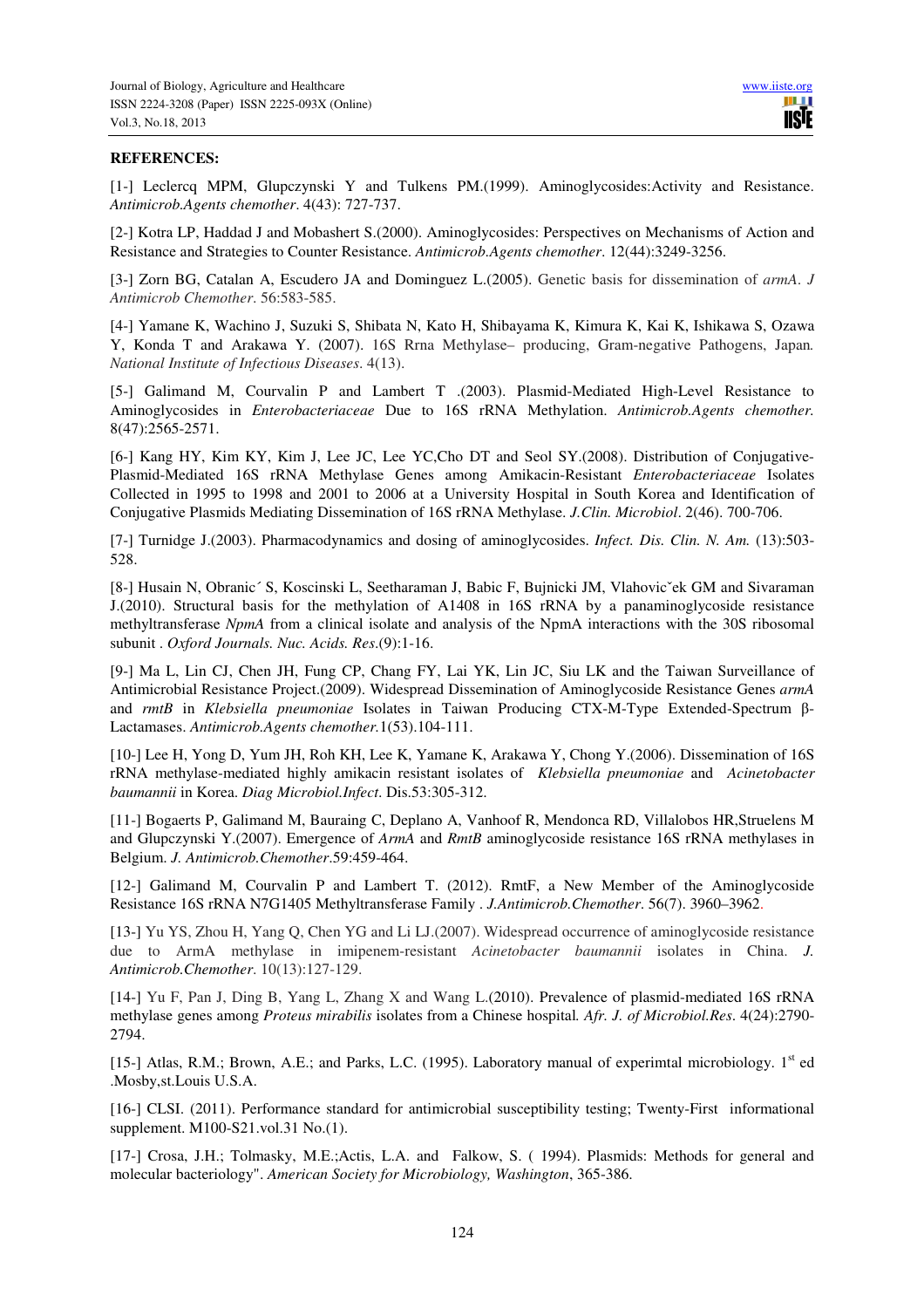**REFERENCES:**

[1-] Leclercq MPM, Glupczynski Y and Tulkens PM.(1999). Aminoglycosides:Activity and Resistance. *Antimicrob.Agents chemother*. 4(43): 727-737.

[2-] Kotra LP, Haddad J and Mobashert S.(2000). Aminoglycosides: Perspectives on Mechanisms of Action and Resistance and Strategies to Counter Resistance. *Antimicrob.Agents chemother*. 12(44):3249-3256.

[3-] Zorn BG, Catalan A, Escudero JA and Dominguez L.(2005). Genetic basis for dissemination of *armA*. *J Antimicrob Chemother*. 56:583-585.

[4-] Yamane K, Wachino J, Suzuki S, Shibata N, Kato H, Shibayama K, Kimura K, Kai K, Ishikawa S, Ozawa Y, Konda T and Arakawa Y. (2007). 16S Rrna Methylase– producing, Gram-negative Pathogens, Japan*. National Institute of Infectious Diseases*. 4(13).

[5-] Galimand M, Courvalin P and Lambert T .(2003). Plasmid-Mediated High-Level Resistance to Aminoglycosides in *Enterobacteriaceae* Due to 16S rRNA Methylation. *Antimicrob.Agents chemother.* 8(47):2565-2571.

[6-] Kang HY, Kim KY, Kim J, Lee JC, Lee YC,Cho DT and Seol SY.(2008). Distribution of Conjugative-Plasmid-Mediated 16S rRNA Methylase Genes among Amikacin-Resistant *Enterobacteriaceae* Isolates Collected in 1995 to 1998 and 2001 to 2006 at a University Hospital in South Korea and Identification of Conjugative Plasmids Mediating Dissemination of 16S rRNA Methylase. *J.Clin. Microbiol*. 2(46). 700-706.

[7-] Turnidge J.(2003). Pharmacodynamics and dosing of aminoglycosides. *Infect. Dis. Clin. N. Am.* (13):503-528.

[8-] Husain N, Obranic´ S, Koscinski L, Seetharaman J, Babic F, Bujnicki JM, Vlahovicˇek GM and Sivaraman J.(2010). Structural basis for the methylation of A1408 in 16S rRNA by a panaminoglycoside resistance methyltransferase *NpmA* from a clinical isolate and analysis of the NpmA interactions with the 30S ribosomal subunit . *Oxford Journals. Nuc. Acids. Res*.(9):1-16.

[9-] Ma L, Lin CJ, Chen JH, Fung CP, Chang FY, Lai YK, Lin JC, Siu LK and the Taiwan Surveillance of Antimicrobial Resistance Project.(2009). Widespread Dissemination of Aminoglycoside Resistance Genes *armA* and *rmtB* in *Klebsiella pneumoniae* Isolates in Taiwan Producing CTX-M-Type Extended-Spectrum β-Lactamases. *Antimicrob.Agents chemother.*1(53).104-111.

[10-] Lee H, Yong D, Yum JH, Roh KH, Lee K, Yamane K, Arakawa Y, Chong Y.(2006). Dissemination of 16S rRNA methylase-mediated highly amikacin resistant isolates of *Klebsiella pneumoniae* and *Acinetobacter baumannii* in Korea. *Diag Microbiol.Infect*. Dis.53:305-312.

[11-] Bogaerts P, Galimand M, Bauraing C, Deplano A, Vanhoof R, Mendonca RD, Villalobos HR,Struelens M and Glupczynski Y.(2007). Emergence of *ArmA* and *RmtB* aminoglycoside resistance 16S rRNA methylases in Belgium. *J. Antimicrob.Chemother*.59:459-464.

[12-] Galimand M, Courvalin P and Lambert T. (2012). RmtF, a New Member of the Aminoglycoside Resistance 16S rRNA N7G1405 Methyltransferase Family . *J.Antimicrob.Chemother*. 56(7). 3960–3962.

[13-] Yu YS, Zhou H, Yang Q, Chen YG and Li LJ.(2007). Widespread occurrence of aminoglycoside resistance due to ArmA methylase in imipenem-resistant *Acinetobacter baumannii* isolates in China. *J. Antimicrob.Chemother.* 10(13):127-129.

[14-] Yu F, Pan J, Ding B, Yang L, Zhang X and Wang L.(2010). Prevalence of plasmid-mediated 16S rRNA methylase genes among *Proteus mirabilis* isolates from a Chinese hospital*. Afr. J. of Microbiol.Res*. 4(24):2790-2794.

[15-] Atlas, R.M.; Brown, A.E.; and Parks, L.C. (1995). Laboratory manual of experimtal microbiology. 1st ed .Mosby,st.Louis U.S.A.

[16-] CLSI. (2011). Performance standard for antimicrobial susceptibility testing; Twenty-First informational supplement. M100-S21.vol.31 No.(1).

[17-] Crosa, J.H.; Tolmasky, M.E.;Actis, L.A. and Falkow, S. ( 1994). Plasmids: Methods for general and molecular bacteriology". *American Society for Microbiology, Washington*, 365-386.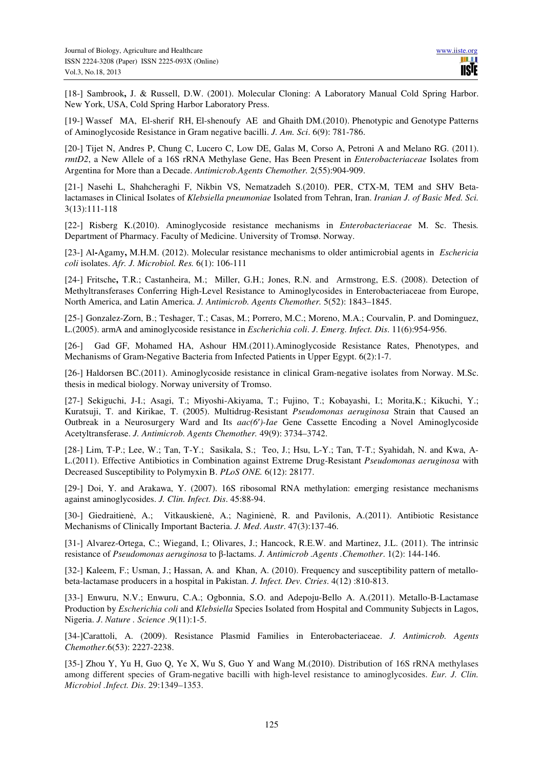[18-] Sambrook**,** J. & Russell, D.W. (2001). Molecular Cloning: A Laboratory Manual Cold Spring Harbor. New York, USA, Cold Spring Harbor Laboratory Press.

[19-] Wassef MA, El-sherif RH, El-shenoufy AE and Ghaith DM.(2010). Phenotypic and Genotype Patterns of Aminoglycoside Resistance in Gram negative bacilli. *J. Am. Sci*. 6(9): 781-786.

[20-] Tijet N, Andres P, Chung C, Lucero C, Low DE, Galas M, Corso A, Petroni A and Melano RG. (2011). *rmtD2*, a New Allele of a 16S rRNA Methylase Gene, Has Been Present in *Enterobacteriaceae* Isolates from Argentina for More than a Decade. *Antimicrob.Agents Chemother.* 2(55):904-909.

[21-] Nasehi L, Shahcheraghi F, Nikbin VS, Nematzadeh S.(2010). PER, CTX-M, TEM and SHV Beta-lactamases in Clinical Isolates of *Klebsiella pneumoniae* Isolated from Tehran, Iran. *Iranian J. of Basic Med. Sci.* 3(13):111-118

[22-] Risberg K.(2010). Aminoglycoside resistance mechanisms in *Enterobacteriaceae* M. Sc. Thesis*.* Department of Pharmacy. Faculty of Medicine. University of Tromsø. Norway.

[23-] Al**-**Agamy**,** M.H.M. (2012). Molecular resistance mechanisms to older antimicrobial agents in *Eschericia coli* isolates. *Afr. J. Microbiol. Res.* 6(1): 106-111

[24-] Fritsche**,** T.R.; Castanheira, M.; Miller, G.H.; Jones, R.N. and Armstrong, E.S. (2008). Detection of Methyltransferases Conferring High-Level Resistance to Aminoglycosides in Enterobacteriaceae from Europe, North America, and Latin America. *J. Antimicrob. Agents Chemother.* 5(52): 1843–1845.

[25-] Gonzalez-Zorn, B.; Teshager, T.; Casas, M.; Porrero, M.C.; Moreno, M.A.; Courvalin, P. and Dominguez, L.(2005). armA and aminoglycoside resistance in *Escherichia coli*. *J. Emerg. Infect. Dis*. 11(6):954-956.

[26-] Gad GF, Mohamed HA, Ashour HM.(2011).Aminoglycoside Resistance Rates, Phenotypes, and Mechanisms of Gram-Negative Bacteria from Infected Patients in Upper Egypt. 6(2):1-7.

[26-] Haldorsen BC.(2011). Aminoglycoside resistance in clinical Gram-negative isolates from Norway. M.Sc. thesis in medical biology. Norway university of Tromso.

[27-] Sekiguchi, J-I.; Asagi, T.; Miyoshi-Akiyama, T.; Fujino, T.; Kobayashi, I.; Morita,K.; Kikuchi, Y.; Kuratsuji, T. and Kirikae, T. (2005). Multidrug-Resistant *Pseudomonas aeruginosa* Strain that Caused an Outbreak in a Neurosurgery Ward and Its *aac(6')-Iae* Gene Cassette Encoding a Novel Aminoglycoside Acetyltransferase. *J. Antimicrob. Agents Chemother.* 49(9): 3734–3742.

[28-] Lim, T-P.; Lee, W.; Tan, T-Y.; Sasikala, S.; Teo, J.; Hsu, L-Y.; Tan, T-T.; Syahidah, N. and Kwa, A-L.(2011). Effective Antibiotics in Combination against Extreme Drug-Resistant *Pseudomonas aeruginosa* with Decreased Susceptibility to Polymyxin B. *PLoS ONE.* 6(12): 28177.

[29-] Doi, Y. and Arakawa, Y. (2007). 16S ribosomal RNA methylation: emerging resistance mechanisms against aminoglycosides. *J. Clin. Infect. Dis*. 45:88-94.

[30-] Giedraitienė, A.; Vitkauskienė, A.; Naginienė, R. and Pavilonis, A.(2011). Antibiotic Resistance Mechanisms of Clinically Important Bacteria. *J. Med. Austr*. 47(3):137-46.

[31-] Alvarez-Ortega, C.; Wiegand, I.; Olivares, J.; Hancock, R.E.W. and Martinez, J.L. (2011). The intrinsic resistance of *Pseudomonas aeruginosa* to β-lactams. *J. Antimicrob .Agents .Chemother*. 1(2): 144-146.

[32-] Kaleem, F.; Usman, J.; Hassan, A. and Khan, A. (2010). Frequency and susceptibility pattern of metallo-beta-lactamase producers in a hospital in Pakistan. *J. Infect. Dev. Ctries*. 4(12) :810-813.

[33-] Enwuru, N.V.; Enwuru, C.A.; Ogbonnia, S.O. and Adepoju-Bello A. A.(2011). Metallo-B-Lactamase Production by *Escherichia coli* and *Klebsiella* Species Isolated from Hospital and Community Subjects in Lagos, Nigeria. *J. Nature . Science* .9(11):1-5.

[34-]Carattoli, A. (2009). Resistance Plasmid Families in Enterobacteriaceae. *J. Antimicrob. Agents Chemother*.6(53): 2227-2238.

[35-] Zhou Y, Yu H, Guo Q, Ye X, Wu S, Guo Y and Wang M.(2010). Distribution of 16S rRNA methylases among different species of Gram-negative bacilli with high-level resistance to aminoglycosides. *Eur. J. Clin. Microbiol .Infect. Dis*. 29:1349–1353.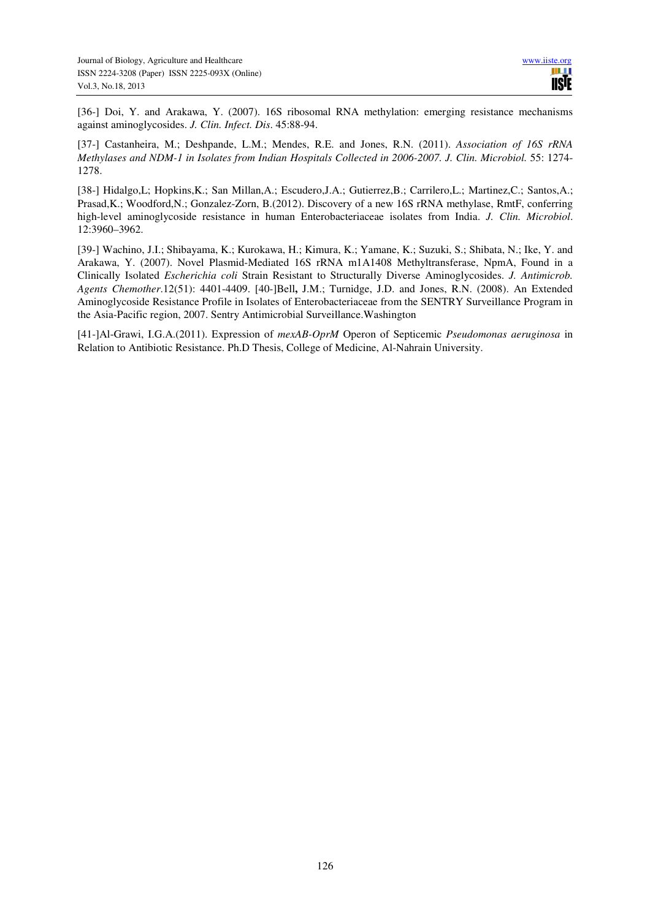[36-] Doi, Y. and Arakawa, Y. (2007). 16S ribosomal RNA methylation: emerging resistance mechanisms against aminoglycosides. *J. Clin. Infect. Dis*. 45:88-94.

[37-] Castanheira, M.; Deshpande, L.M.; Mendes, R.E. and Jones, R.N. (2011). *Association of 16S rRNA Methylases and NDM-1 in Isolates from Indian Hospitals Collected in 2006-2007. J. Clin. Microbiol.* 55: 1274-1278.

[38-] Hidalgo,L; Hopkins,K.; San Millan,A.; Escudero,J.A.; Gutierrez,B.; Carrilero,L.; Martinez,C.; Santos,A.; Prasad,K.; Woodford,N.; Gonzalez-Zorn, B.(2012). Discovery of a new 16S rRNA methylase, RmtF, conferring high-level aminoglycoside resistance in human Enterobacteriaceae isolates from India. *J. Clin. Microbiol*. 12:3960–3962.

[39-] Wachino, J.I.; Shibayama, K.; Kurokawa, H.; Kimura, K.; Yamane, K.; Suzuki, S.; Shibata, N.; Ike, Y. and Arakawa, Y. (2007). Novel Plasmid-Mediated 16S rRNA m1A1408 Methyltransferase, NpmA, Found in a Clinically Isolated *Escherichia coli* Strain Resistant to Structurally Diverse Aminoglycosides. *J. Antimicrob. Agents Chemother*.12(51): 4401-4409. [40-]Bell**,** J.M.; Turnidge, J.D. and Jones, R.N. (2008). An Extended Aminoglycoside Resistance Profile in Isolates of Enterobacteriaceae from the SENTRY Surveillance Program in the Asia-Pacific region, 2007. Sentry Antimicrobial Surveillance.Washington

[41-]Al-Grawi, I.G.A.(2011). Expression of *mexAB-OprM* Operon of Septicemic *Pseudomonas aeruginosa* in Relation to Antibiotic Resistance. Ph.D Thesis, College of Medicine, Al-Nahrain University.